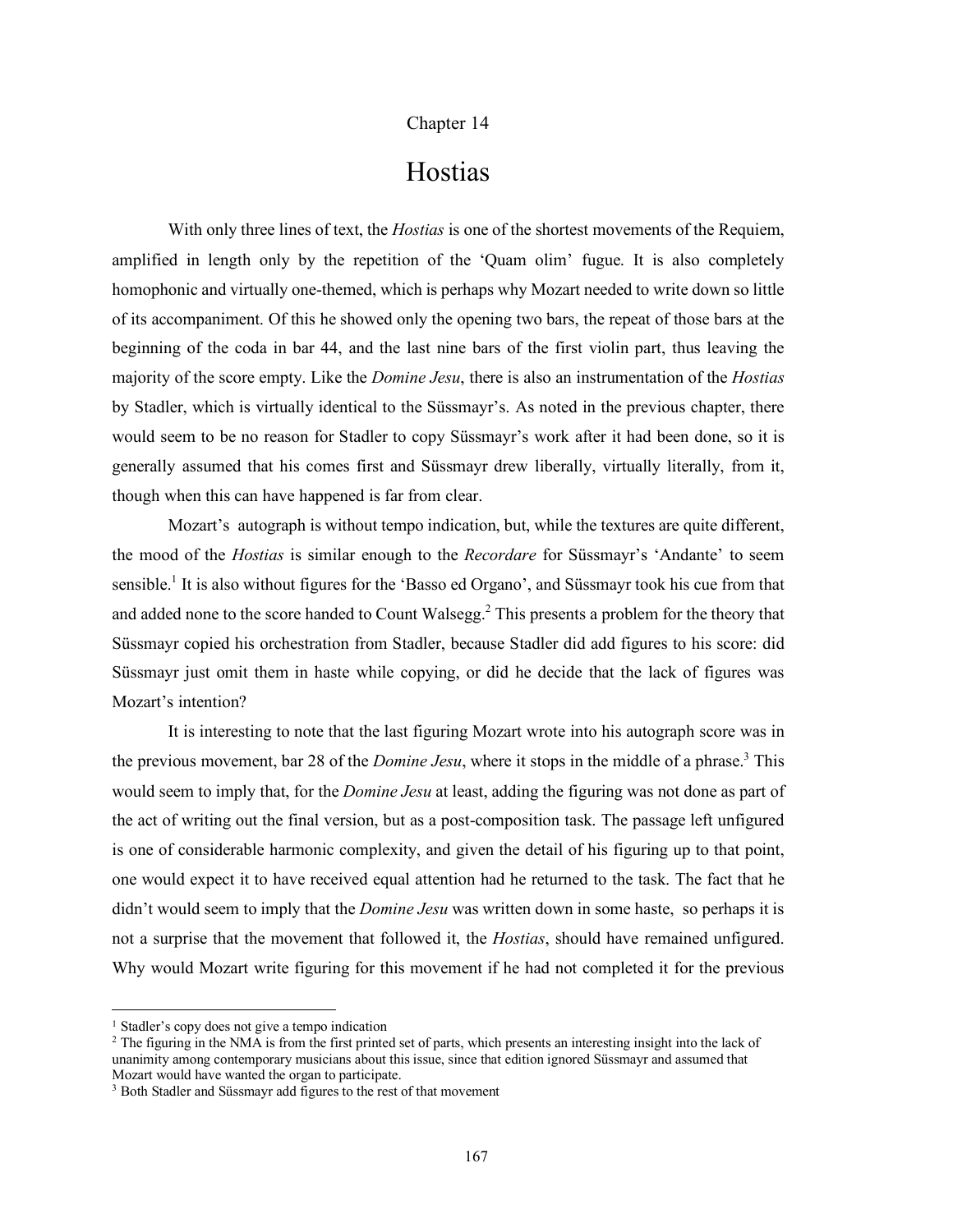Chapter 14

# Hostias

With only three lines of text, the *Hostias* is one of the shortest movements of the Requiem, amplified in length only by the repetition of the 'Quam olim' fugue. It is also completely homophonic and virtually one-themed, which is perhaps why Mozart needed to write down so little of its accompaniment. Of this he showed only the opening two bars, the repeat of those bars at the beginning of the coda in bar 44, and the last nine bars of the first violin part, thus leaving the majority of the score empty. Like the *Domine Jesu*, there is also an instrumentation of the *Hostias* by Stadler, which is virtually identical to the Süssmayr's. As noted in the previous chapter, there would seem to be no reason for Stadler to copy Süssmayr's work after it had been done, so it is generally assumed that his comes first and Süssmayr drew liberally, virtually literally, from it, though when this can have happened is far from clear.

Mozart's autograph is without tempo indication, but, while the textures are quite different, the mood of the *Hostias* is similar enough to the *Recordare* for Süssmayr's 'Andante' to seem sensible.[1] It is also without figures for the 'Basso ed Organo', and Süssmayr took his cue from that and added none to the score handed to Count Walsegg.[2] This presents a problem for the theory that Süssmayr copied his orchestration from Stadler, because Stadler did add figures to his score: did Süssmayr just omit them in haste while copying, or did he decide that the lack of figures was Mozart's intention?

It is interesting to note that the last figuring Mozart wrote into his autograph score was in the previous movement, bar 28 of the *Domine Jesu*, where it stops in the middle of a phrase.[3] This would seem to imply that, for the *Domine Jesu* at least, adding the figuring was not done as part of the act of writing out the final version, but as a post-composition task. The passage left unfigured is one of considerable harmonic complexity, and given the detail of his figuring up to that point, one would expect it to have received equal attention had he returned to the task. The fact that he didn't would seem to imply that the *Domine Jesu* was written down in some haste, so perhaps it is not a surprise that the movement that followed it, the *Hostias*, should have remained unfigured. Why would Mozart write figuring for this movement if he had not completed it for the previous

[1] Stadler's copy does not give a tempo indication

[2] The figuring in the NMA is from the first printed set of parts, which presents an interesting insight into the lack of unanimity among contemporary musicians about this issue, since that edition ignored Süssmayr and assumed that Mozart would have wanted the organ to participate.

[3] Both Stadler and Süssmayr add figures to the rest of that movement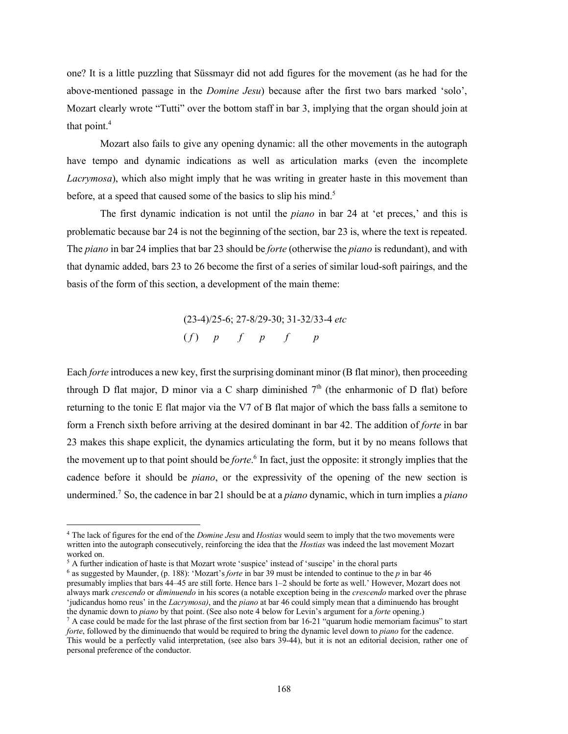one? It is a little puzzling that Süssmayr did not add figures for the movement (as he had for the above-mentioned passage in the *Domine Jesu*) because after the first two bars marked 'solo', Mozart clearly wrote "Tutti" over the bottom staff in bar 3, implying that the organ should join at that point.[4]

Mozart also fails to give any opening dynamic: all the other movements in the autograph have tempo and dynamic indications as well as articulation marks (even the incomplete *Lacrymosa*), which also might imply that he was writing in greater haste in this movement than before, at a speed that caused some of the basics to slip his mind.[5]

The first dynamic indication is not until the *piano* in bar 24 at 'et preces,' and this is problematic because bar 24 is not the beginning of the section, bar 23 is, where the text is repeated. The *piano* in bar 24 implies that bar 23 should be *forte* (otherwise the *piano* is redundant), and with that dynamic added, bars 23 to 26 become the first of a series of similar loud-soft pairings, and the basis of the form of this section, a development of the main theme:

(23-4)/25-6; 27-8/29-30; 31-32/33-4 *etc*
(*f*) *p* *f* *p* *f* *p*

Each *forte* introduces a new key, first the surprising dominant minor (B flat minor), then proceeding through D flat major, D minor via a C sharp diminished 7th (the enharmonic of D flat) before returning to the tonic E flat major via the V7 of B flat major of which the bass falls a semitone to form a French sixth before arriving at the desired dominant in bar 42. The addition of *forte* in bar 23 makes this shape explicit, the dynamics articulating the form, but it by no means follows that the movement up to that point should be *forte*.[6] In fact, just the opposite: it strongly implies that the cadence before it should be *piano*, or the expressivity of the opening of the new section is undermined.[7] So, the cadence in bar 21 should be at a *piano* dynamic, which in turn implies a *piano*

---

[4] The lack of figures for the end of the *Domine Jesu* and *Hostias* would seem to imply that the two movements were written into the autograph consecutively, reinforcing the idea that the *Hostias* was indeed the last movement Mozart worked on.

[5] A further indication of haste is that Mozart wrote 'suspice' instead of 'suscipe' in the choral parts

[6] as suggested by Maunder, (p. 188): 'Mozart's *forte* in bar 39 must be intended to continue to the *p* in bar 46 presumably implies that bars 44–45 are still forte. Hence bars 1–2 should be forte as well.' However, Mozart does not always mark *crescendo* or *diminuendo* in his scores (a notable exception being in the *crescendo* marked over the phrase 'judicandus homo reus' in the *Lacrymosa)*, and the *piano* at bar 46 could simply mean that a diminuendo has brought the dynamic down to *piano* by that point. (See also note 4 below for Levin's argument for a *forte* opening.)

[7] A case could be made for the last phrase of the first section from bar 16-21 "quarum hodie memoriam facimus" to start *forte*, followed by the diminuendo that would be required to bring the dynamic level down to *piano* for the cadence. This would be a perfectly valid interpretation, (see also bars 39-44), but it is not an editorial decision, rather one of personal preference of the conductor.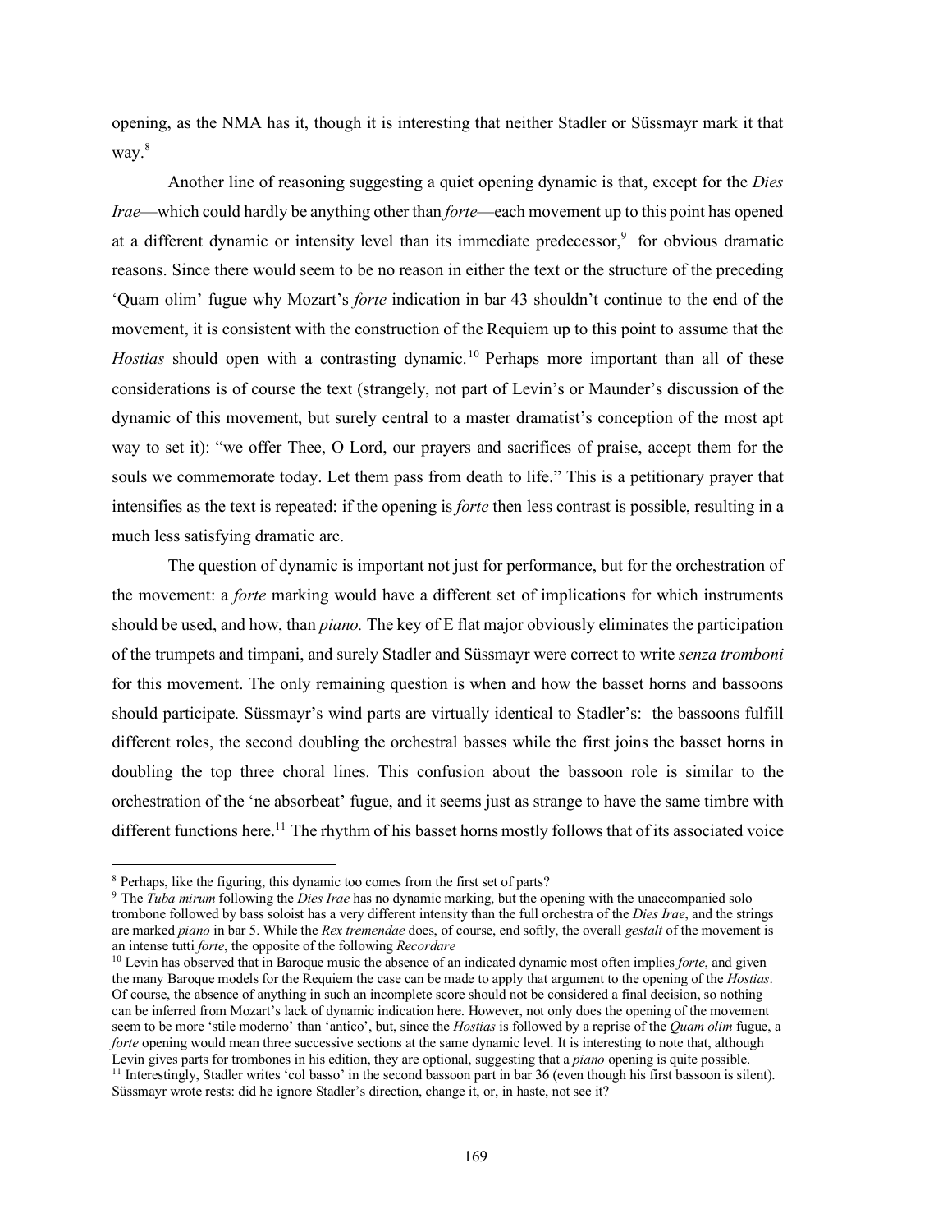opening, as the NMA has it, though it is interesting that neither Stadler or Süssmayr mark it that way.[8]

Another line of reasoning suggesting a quiet opening dynamic is that, except for the *Dies Irae*—which could hardly be anything other than *forte*—each movement up to this point has opened at a different dynamic or intensity level than its immediate predecessor,[9] for obvious dramatic reasons. Since there would seem to be no reason in either the text or the structure of the preceding 'Quam olim' fugue why Mozart's *forte* indication in bar 43 shouldn't continue to the end of the movement, it is consistent with the construction of the Requiem up to this point to assume that the *Hostias* should open with a contrasting dynamic.[10] Perhaps more important than all of these considerations is of course the text (strangely, not part of Levin's or Maunder's discussion of the dynamic of this movement, but surely central to a master dramatist's conception of the most apt way to set it): "we offer Thee, O Lord, our prayers and sacrifices of praise, accept them for the souls we commemorate today. Let them pass from death to life." This is a petitionary prayer that intensifies as the text is repeated: if the opening is *forte* then less contrast is possible, resulting in a much less satisfying dramatic arc.

The question of dynamic is important not just for performance, but for the orchestration of the movement: a *forte* marking would have a different set of implications for which instruments should be used, and how, than *piano.* The key of E flat major obviously eliminates the participation of the trumpets and timpani, and surely Stadler and Süssmayr were correct to write *senza tromboni* for this movement. The only remaining question is when and how the basset horns and bassoons should participate. Süssmayr's wind parts are virtually identical to Stadler's: the bassoons fulfill different roles, the second doubling the orchestral basses while the first joins the basset horns in doubling the top three choral lines. This confusion about the bassoon role is similar to the orchestration of the 'ne absorbeat' fugue, and it seems just as strange to have the same timbre with different functions here.[11] The rhythm of his basset horns mostly follows that of its associated voice

---

[8] Perhaps, like the figuring, this dynamic too comes from the first set of parts?

[9] The *Tuba mirum* following the *Dies Irae* has no dynamic marking, but the opening with the unaccompanied solo trombone followed by bass soloist has a very different intensity than the full orchestra of the *Dies Irae*, and the strings are marked *piano* in bar 5. While the *Rex tremendae* does, of course, end softly, the overall *gestalt* of the movement is an intense tutti *forte*, the opposite of the following *Recordare*

[10] Levin has observed that in Baroque music the absence of an indicated dynamic most often implies *forte*, and given the many Baroque models for the Requiem the case can be made to apply that argument to the opening of the *Hostias*. Of course, the absence of anything in such an incomplete score should not be considered a final decision, so nothing can be inferred from Mozart's lack of dynamic indication here. However, not only does the opening of the movement seem to be more 'stile moderno' than 'antico', but, since the *Hostias* is followed by a reprise of the *Quam olim* fugue, a *forte* opening would mean three successive sections at the same dynamic level. It is interesting to note that, although Levin gives parts for trombones in his edition, they are optional, suggesting that a *piano* opening is quite possible.

[11] Interestingly, Stadler writes 'col basso' in the second bassoon part in bar 36 (even though his first bassoon is silent). Süssmayr wrote rests: did he ignore Stadler's direction, change it, or, in haste, not see it?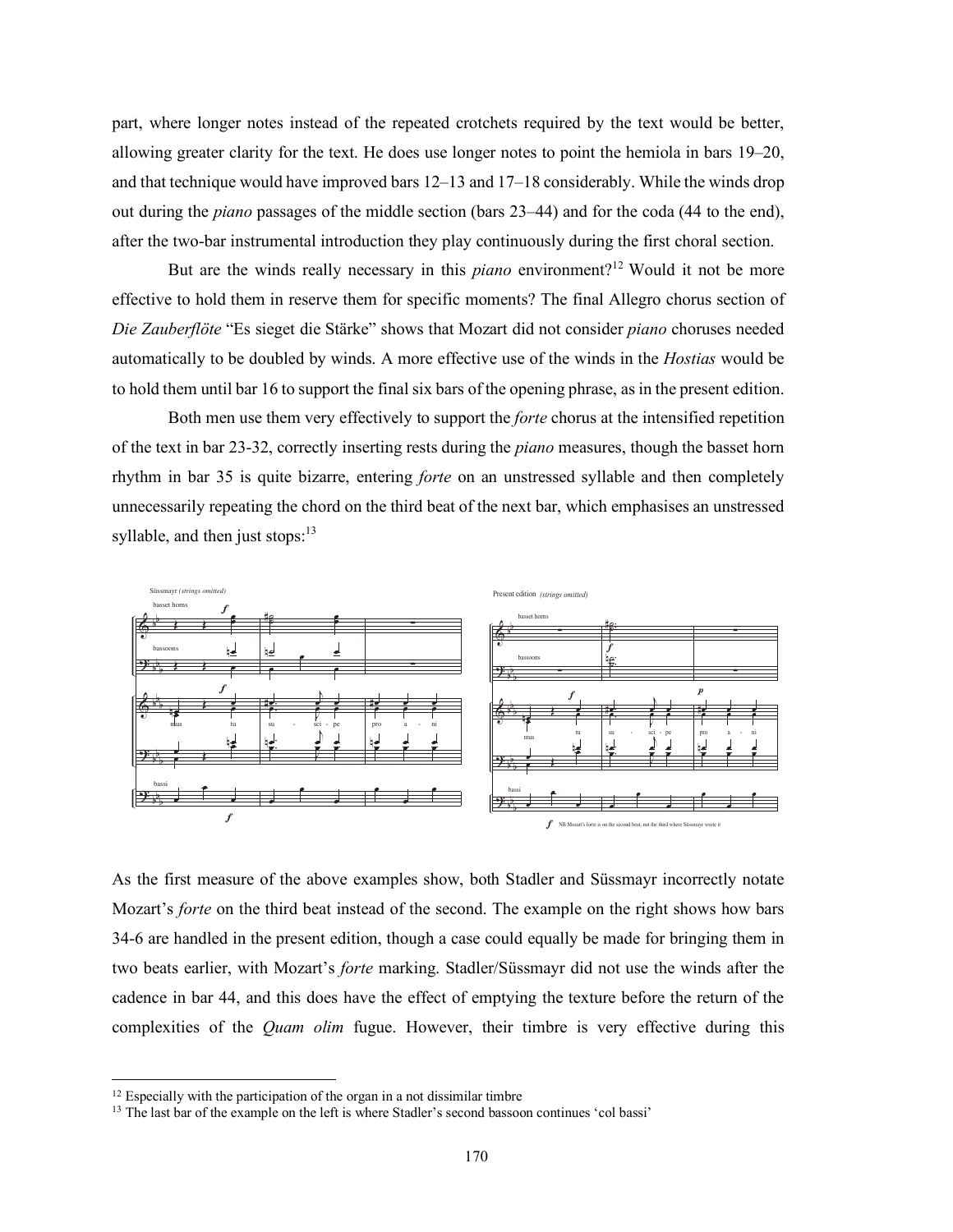part, where longer notes instead of the repeated crotchets required by the text would be better, allowing greater clarity for the text. He does use longer notes to point the hemiola in bars 19–20, and that technique would have improved bars 12–13 and 17–18 considerably. While the winds drop out during the *piano* passages of the middle section (bars 23–44) and for the coda (44 to the end), after the two-bar instrumental introduction they play continuously during the first choral section.

But are the winds really necessary in this *piano* environment?[12] Would it not be more effective to hold them in reserve them for specific moments? The final Allegro chorus section of *Die Zauberflöte* "Es sieget die Stärke" shows that Mozart did not consider *piano* choruses needed automatically to be doubled by winds. A more effective use of the winds in the *Hostias* would be to hold them until bar 16 to support the final six bars of the opening phrase, as in the present edition.

Both men use them very effectively to support the *forte* chorus at the intensified repetition of the text in bar 23-32, correctly inserting rests during the *piano* measures, though the basset horn rhythm in bar 35 is quite bizarre, entering *forte* on an unstressed syllable and then completely unnecessarily repeating the chord on the third beat of the next bar, which emphasises an unstressed syllable, and then just stops:[13]

As the first measure of the above examples show, both Stadler and Süssmayr incorrectly notate Mozart's *forte* on the third beat instead of the second. The example on the right shows how bars 34-6 are handled in the present edition, though a case could equally be made for bringing them in two beats earlier, with Mozart's *forte* marking. Stadler/Süssmayr did not use the winds after the cadence in bar 44, and this does have the effect of emptying the texture before the return of the complexities of the *Quam olim* fugue. However, their timbre is very effective during this

[12] Especially with the participation of the organ in a not dissimilar timbre

[13] The last bar of the example on the left is where Stadler's second bassoon continues 'col bassi'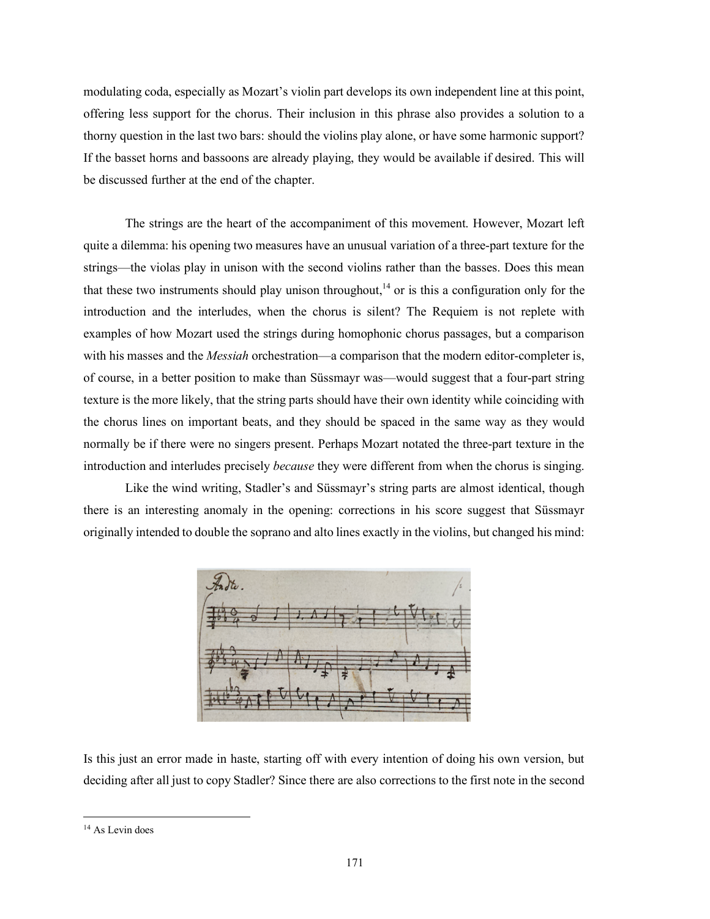modulating coda, especially as Mozart's violin part develops its own independent line at this point, offering less support for the chorus. Their inclusion in this phrase also provides a solution to a thorny question in the last two bars: should the violins play alone, or have some harmonic support? If the basset horns and bassoons are already playing, they would be available if desired. This will be discussed further at the end of the chapter.

The strings are the heart of the accompaniment of this movement. However, Mozart left quite a dilemma: his opening two measures have an unusual variation of a three-part texture for the strings—the violas play in unison with the second violins rather than the basses. Does this mean that these two instruments should play unison throughout,[14] or is this a configuration only for the introduction and the interludes, when the chorus is silent? The Requiem is not replete with examples of how Mozart used the strings during homophonic chorus passages, but a comparison with his masses and the *Messiah* orchestration—a comparison that the modern editor-completer is, of course, in a better position to make than Süssmayr was—would suggest that a four-part string texture is the more likely, that the string parts should have their own identity while coinciding with the chorus lines on important beats, and they should be spaced in the same way as they would normally be if there were no singers present. Perhaps Mozart notated the three-part texture in the introduction and interludes precisely *because* they were different from when the chorus is singing.

Like the wind writing, Stadler's and Süssmayr's string parts are almost identical, though there is an interesting anomaly in the opening: corrections in his score suggest that Süssmayr originally intended to double the soprano and alto lines exactly in the violins, but changed his mind:

Is this just an error made in haste, starting off with every intention of doing his own version, but deciding after all just to copy Stadler? Since there are also corrections to the first note in the second

[14] As Levin does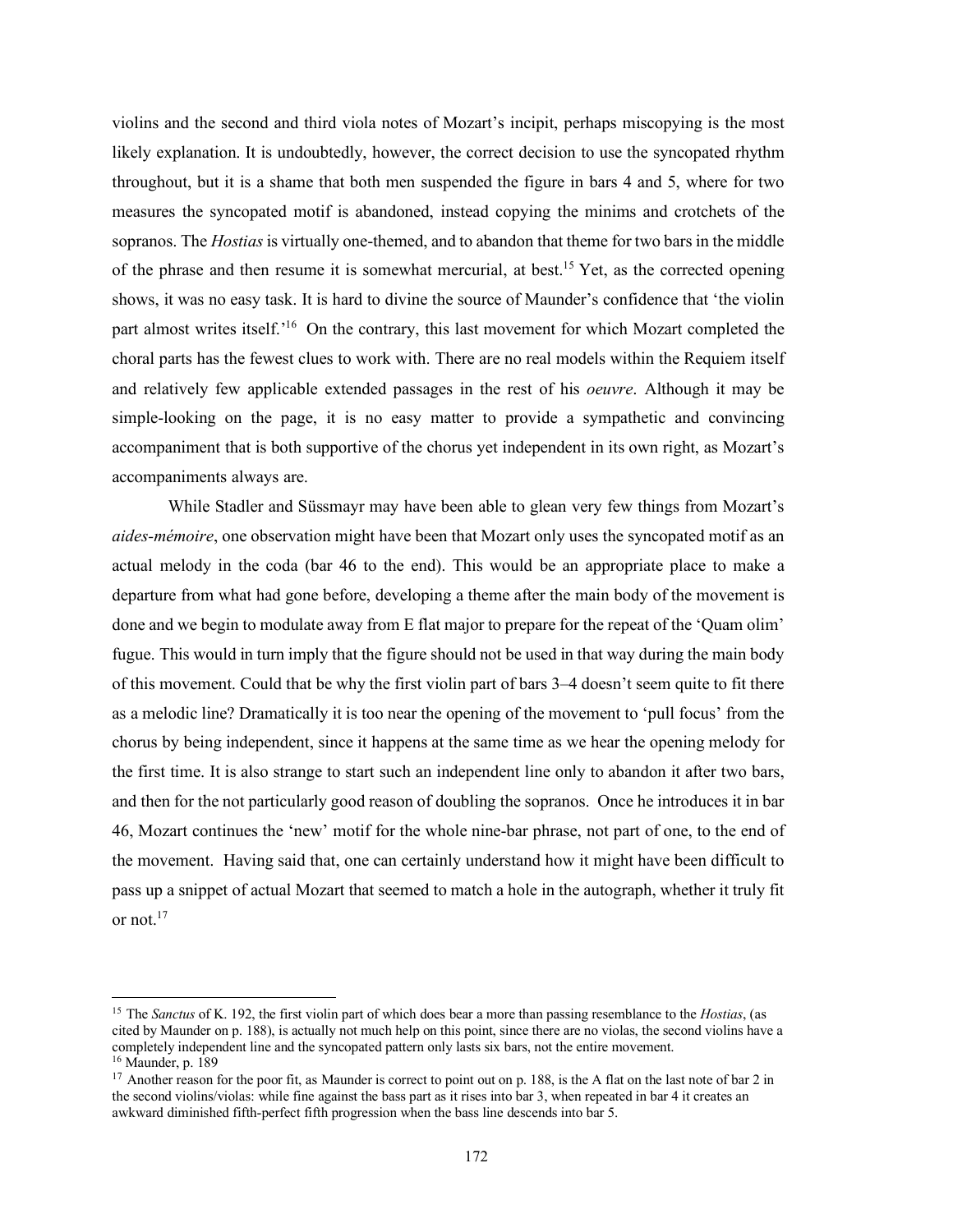violins and the second and third viola notes of Mozart's incipit, perhaps miscopying is the most likely explanation. It is undoubtedly, however, the correct decision to use the syncopated rhythm throughout, but it is a shame that both men suspended the figure in bars 4 and 5, where for two measures the syncopated motif is abandoned, instead copying the minims and crotchets of the sopranos. The *Hostias* is virtually one-themed, and to abandon that theme for two bars in the middle of the phrase and then resume it is somewhat mercurial, at best.[15] Yet, as the corrected opening shows, it was no easy task. It is hard to divine the source of Maunder's confidence that 'the violin part almost writes itself.'[16] On the contrary, this last movement for which Mozart completed the choral parts has the fewest clues to work with. There are no real models within the Requiem itself and relatively few applicable extended passages in the rest of his *oeuvre*. Although it may be simple-looking on the page, it is no easy matter to provide a sympathetic and convincing accompaniment that is both supportive of the chorus yet independent in its own right, as Mozart's accompaniments always are.

While Stadler and Süssmayr may have been able to glean very few things from Mozart's *aides-mémoire*, one observation might have been that Mozart only uses the syncopated motif as an actual melody in the coda (bar 46 to the end). This would be an appropriate place to make a departure from what had gone before, developing a theme after the main body of the movement is done and we begin to modulate away from E flat major to prepare for the repeat of the 'Quam olim' fugue. This would in turn imply that the figure should not be used in that way during the main body of this movement. Could that be why the first violin part of bars 3–4 doesn't seem quite to fit there as a melodic line? Dramatically it is too near the opening of the movement to 'pull focus' from the chorus by being independent, since it happens at the same time as we hear the opening melody for the first time. It is also strange to start such an independent line only to abandon it after two bars, and then for the not particularly good reason of doubling the sopranos. Once he introduces it in bar 46, Mozart continues the 'new' motif for the whole nine-bar phrase, not part of one, to the end of the movement. Having said that, one can certainly understand how it might have been difficult to pass up a snippet of actual Mozart that seemed to match a hole in the autograph, whether it truly fit or not.[17]

---

[15] The *Sanctus* of K. 192, the first violin part of which does bear a more than passing resemblance to the *Hostias*, (as cited by Maunder on p. 188), is actually not much help on this point, since there are no violas, the second violins have a completely independent line and the syncopated pattern only lasts six bars, not the entire movement.

[16] Maunder, p. 189

[17] Another reason for the poor fit, as Maunder is correct to point out on p. 188, is the A flat on the last note of bar 2 in the second violins/violas: while fine against the bass part as it rises into bar 3, when repeated in bar 4 it creates an awkward diminished fifth-perfect fifth progression when the bass line descends into bar 5.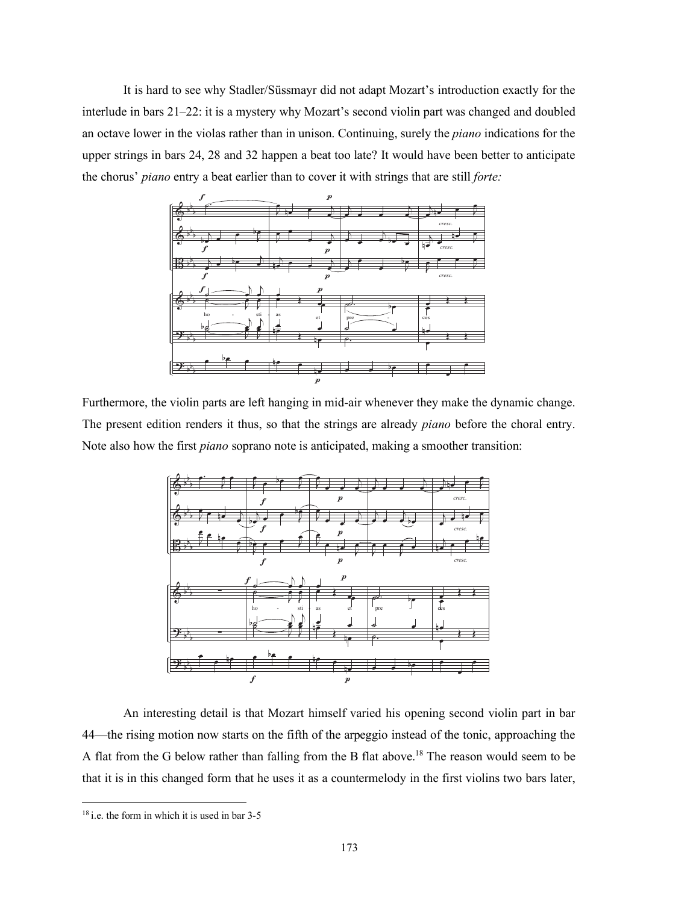It is hard to see why Stadler/Süssmayr did not adapt Mozart's introduction exactly for the interlude in bars 21–22: it is a mystery why Mozart's second violin part was changed and doubled an octave lower in the violas rather than in unison. Continuing, surely the *piano* indications for the upper strings in bars 24, 28 and 32 happen a beat too late? It would have been better to anticipate the chorus' *piano* entry a beat earlier than to cover it with strings that are still *forte:*

Furthermore, the violin parts are left hanging in mid-air whenever they make the dynamic change. The present edition renders it thus, so that the strings are already *piano* before the choral entry. Note also how the first *piano* soprano note is anticipated, making a smoother transition:

An interesting detail is that Mozart himself varied his opening second violin part in bar 44—the rising motion now starts on the fifth of the arpeggio instead of the tonic, approaching the A flat from the G below rather than falling from the B flat above.[18] The reason would seem to be that it is in this changed form that he uses it as a countermelody in the first violins two bars later,

[18] i.e. the form in which it is used in bar 3-5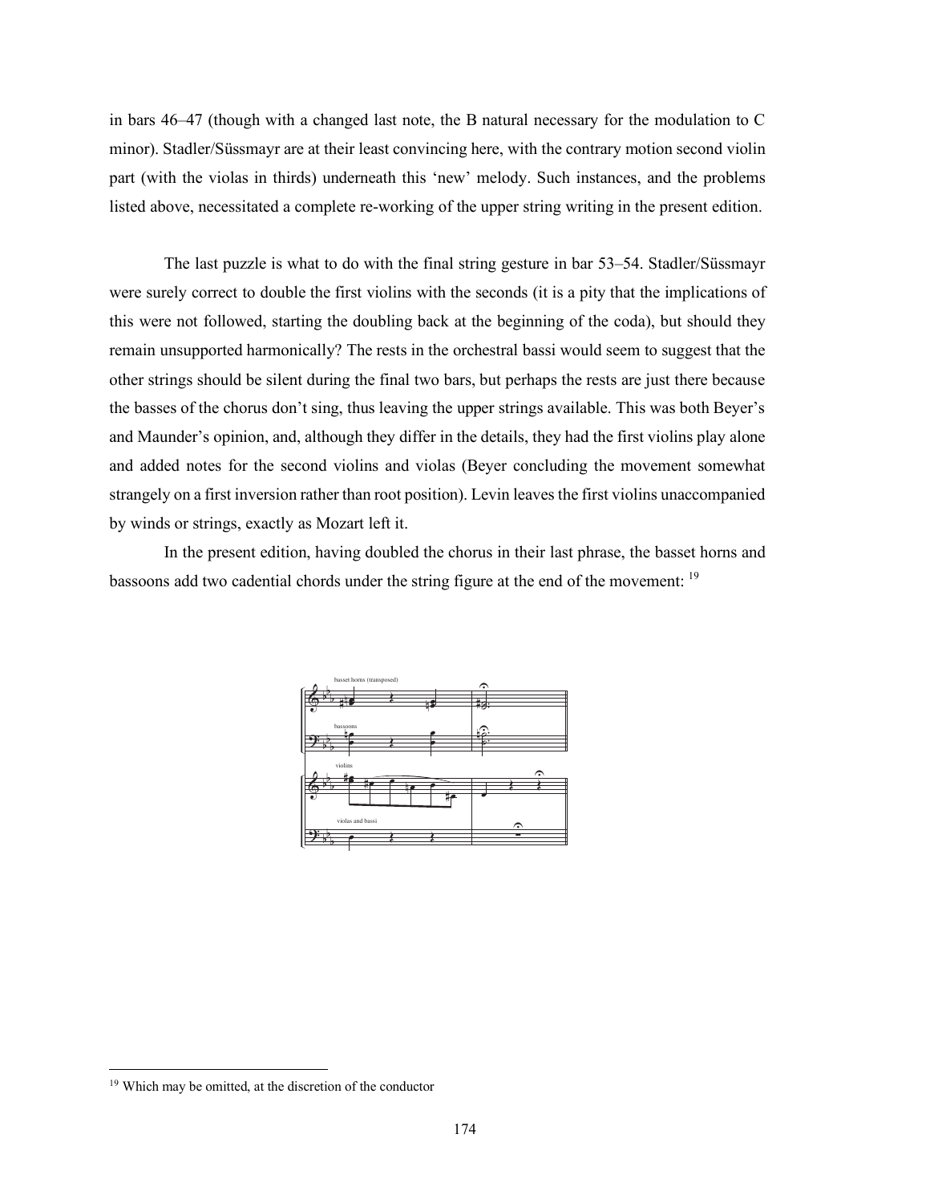in bars 46–47 (though with a changed last note, the B natural necessary for the modulation to C minor). Stadler/Süssmayr are at their least convincing here, with the contrary motion second violin part (with the violas in thirds) underneath this 'new' melody. Such instances, and the problems listed above, necessitated a complete re-working of the upper string writing in the present edition.

The last puzzle is what to do with the final string gesture in bar 53–54. Stadler/Süssmayr were surely correct to double the first violins with the seconds (it is a pity that the implications of this were not followed, starting the doubling back at the beginning of the coda), but should they remain unsupported harmonically? The rests in the orchestral bassi would seem to suggest that the other strings should be silent during the final two bars, but perhaps the rests are just there because the basses of the chorus don't sing, thus leaving the upper strings available. This was both Beyer's and Maunder's opinion, and, although they differ in the details, they had the first violins play alone and added notes for the second violins and violas (Beyer concluding the movement somewhat strangely on a first inversion rather than root position). Levin leaves the first violins unaccompanied by winds or strings, exactly as Mozart left it.

In the present edition, having doubled the chorus in their last phrase, the basset horns and bassoons add two cadential chords under the string figure at the end of the movement: [19]

basset horns (transposed)

bassoons

violins

violas and bassi

[19] Which may be omitted, at the discretion of the conductor